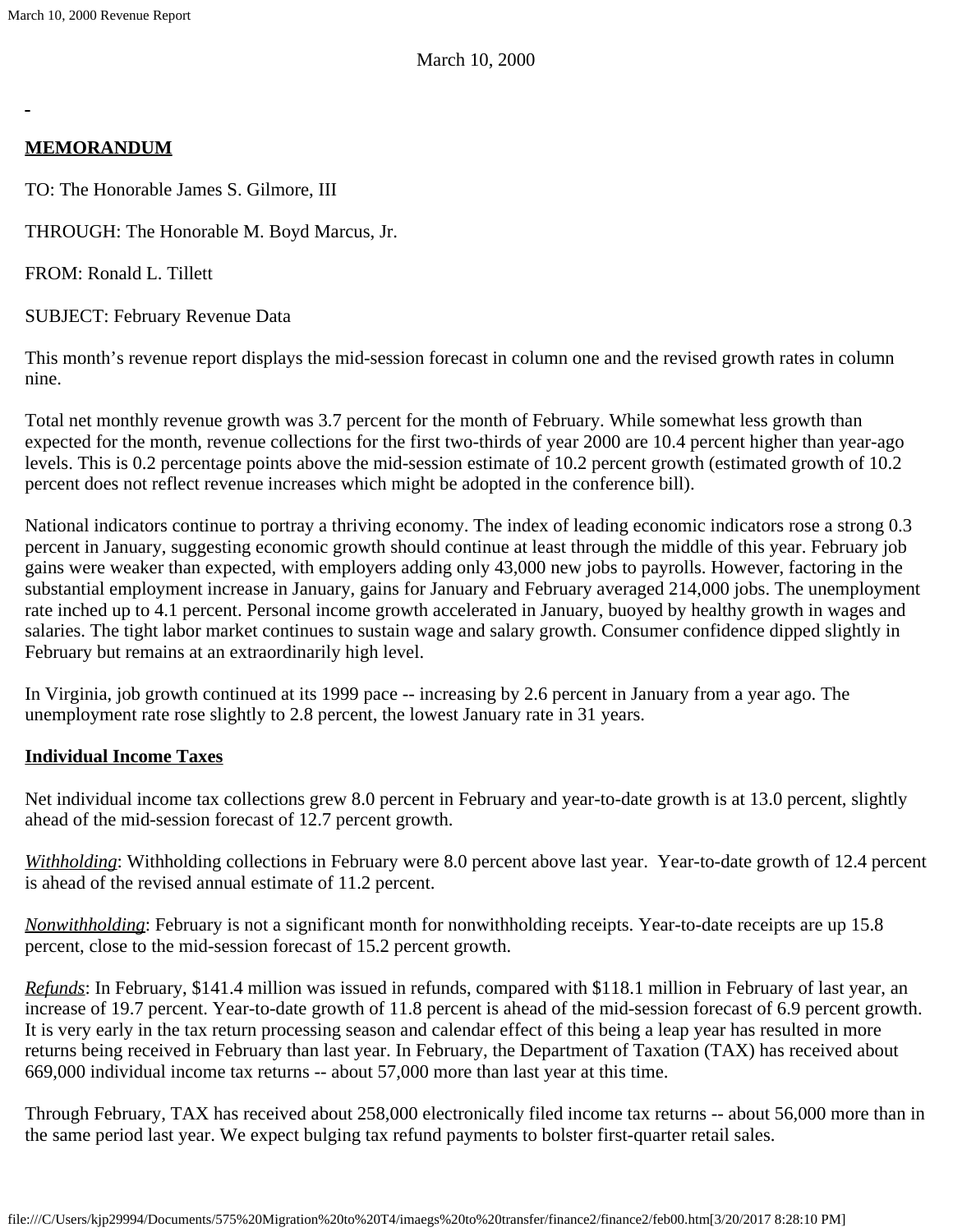March 10, 2000

-

**MEMORANDUM**

TO: The Honorable James S. Gilmore, III

THROUGH: The Honorable M. Boyd Marcus, Jr.

FROM: Ronald L. Tillett

SUBJECT: February Revenue Data

This month's revenue report displays the mid-session forecast in column one and the revised growth rates in column nine.

Total net monthly revenue growth was 3.7 percent for the month of February. While somewhat less growth than expected for the month, revenue collections for the first two-thirds of year 2000 are 10.4 percent higher than year-ago levels. This is 0.2 percentage points above the mid-session estimate of 10.2 percent growth (estimated growth of 10.2 percent does not reflect revenue increases which might be adopted in the conference bill).

National indicators continue to portray a thriving economy. The index of leading economic indicators rose a strong 0.3 percent in January, suggesting economic growth should continue at least through the middle of this year. February job gains were weaker than expected, with employers adding only 43,000 new jobs to payrolls. However, factoring in the substantial employment increase in January, gains for January and February averaged 214,000 jobs. The unemployment rate inched up to 4.1 percent. Personal income growth accelerated in January, buoyed by healthy growth in wages and salaries. The tight labor market continues to sustain wage and salary growth. Consumer confidence dipped slightly in February but remains at an extraordinarily high level.

In Virginia, job growth continued at its 1999 pace -- increasing by 2.6 percent in January from a year ago. The unemployment rate rose slightly to 2.8 percent, the lowest January rate in 31 years.

**Individual Income Taxes**

Net individual income tax collections grew 8.0 percent in February and year-to-date growth is at 13.0 percent, slightly ahead of the mid-session forecast of 12.7 percent growth.

*Withholding*: Withholding collections in February were 8.0 percent above last year. Year-to-date growth of 12.4 percent is ahead of the revised annual estimate of 11.2 percent.

*Nonwithholding*: February is not a significant month for nonwithholding receipts. Year-to-date receipts are up 15.8 percent, close to the mid-session forecast of 15.2 percent growth.

*Refunds*: In February, $141.4 million was issued in refunds, compared with $118.1 million in February of last year, an increase of 19.7 percent. Year-to-date growth of 11.8 percent is ahead of the mid-session forecast of 6.9 percent growth. It is very early in the tax return processing season and calendar effect of this being a leap year has resulted in more returns being received in February than last year. In February, the Department of Taxation (TAX) has received about 669,000 individual income tax returns -- about 57,000 more than last year at this time.

Through February, TAX has received about 258,000 electronically filed income tax returns -- about 56,000 more than in the same period last year. We expect bulging tax refund payments to bolster first-quarter retail sales.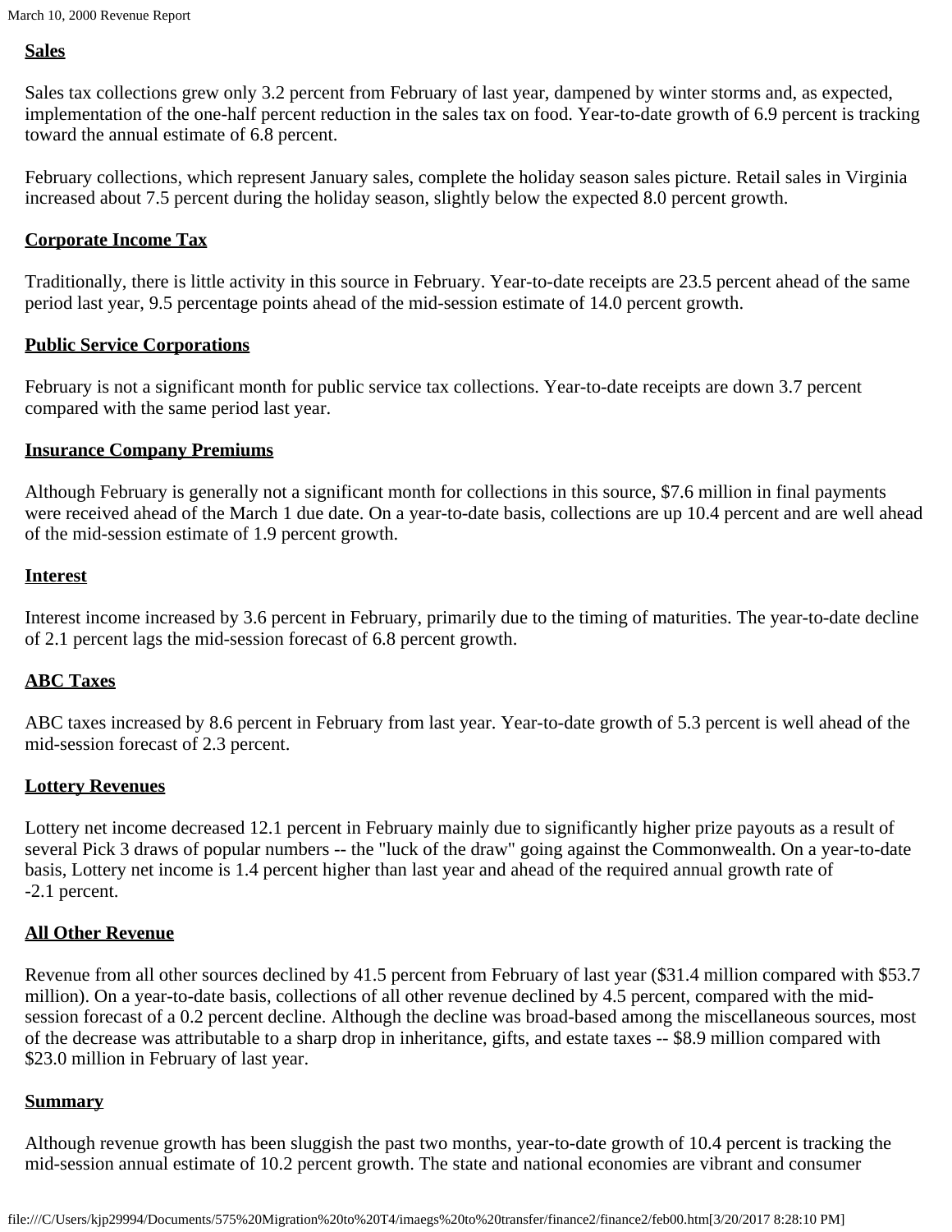## Sales

Sales tax collections grew only 3.2 percent from February of last year, dampened by winter storms and, as expected, implementation of the one-half percent reduction in the sales tax on food. Year-to-date growth of 6.9 percent is tracking toward the annual estimate of 6.8 percent.

February collections, which represent January sales, complete the holiday season sales picture. Retail sales in Virginia increased about 7.5 percent during the holiday season, slightly below the expected 8.0 percent growth.

## Corporate Income Tax

Traditionally, there is little activity in this source in February. Year-to-date receipts are 23.5 percent ahead of the same period last year, 9.5 percentage points ahead of the mid-session estimate of 14.0 percent growth.

## Public Service Corporations

February is not a significant month for public service tax collections. Year-to-date receipts are down 3.7 percent compared with the same period last year.

## Insurance Company Premiums

Although February is generally not a significant month for collections in this source, $7.6 million in final payments were received ahead of the March 1 due date. On a year-to-date basis, collections are up 10.4 percent and are well ahead of the mid-session estimate of 1.9 percent growth.

## Interest

Interest income increased by 3.6 percent in February, primarily due to the timing of maturities. The year-to-date decline of 2.1 percent lags the mid-session forecast of 6.8 percent growth.

## ABC Taxes

ABC taxes increased by 8.6 percent in February from last year. Year-to-date growth of 5.3 percent is well ahead of the mid-session forecast of 2.3 percent.

## Lottery Revenues

Lottery net income decreased 12.1 percent in February mainly due to significantly higher prize payouts as a result of several Pick 3 draws of popular numbers -- the "luck of the draw" going against the Commonwealth. On a year-to-date basis, Lottery net income is 1.4 percent higher than last year and ahead of the required annual growth rate of -2.1 percent.

## All Other Revenue

Revenue from all other sources declined by 41.5 percent from February of last year ($31.4 million compared with $53.7 million). On a year-to-date basis, collections of all other revenue declined by 4.5 percent, compared with the mid-session forecast of a 0.2 percent decline. Although the decline was broad-based among the miscellaneous sources, most of the decrease was attributable to a sharp drop in inheritance, gifts, and estate taxes -- $8.9 million compared with $23.0 million in February of last year.

## Summary

Although revenue growth has been sluggish the past two months, year-to-date growth of 10.4 percent is tracking the mid-session annual estimate of 10.2 percent growth. The state and national economies are vibrant and consumer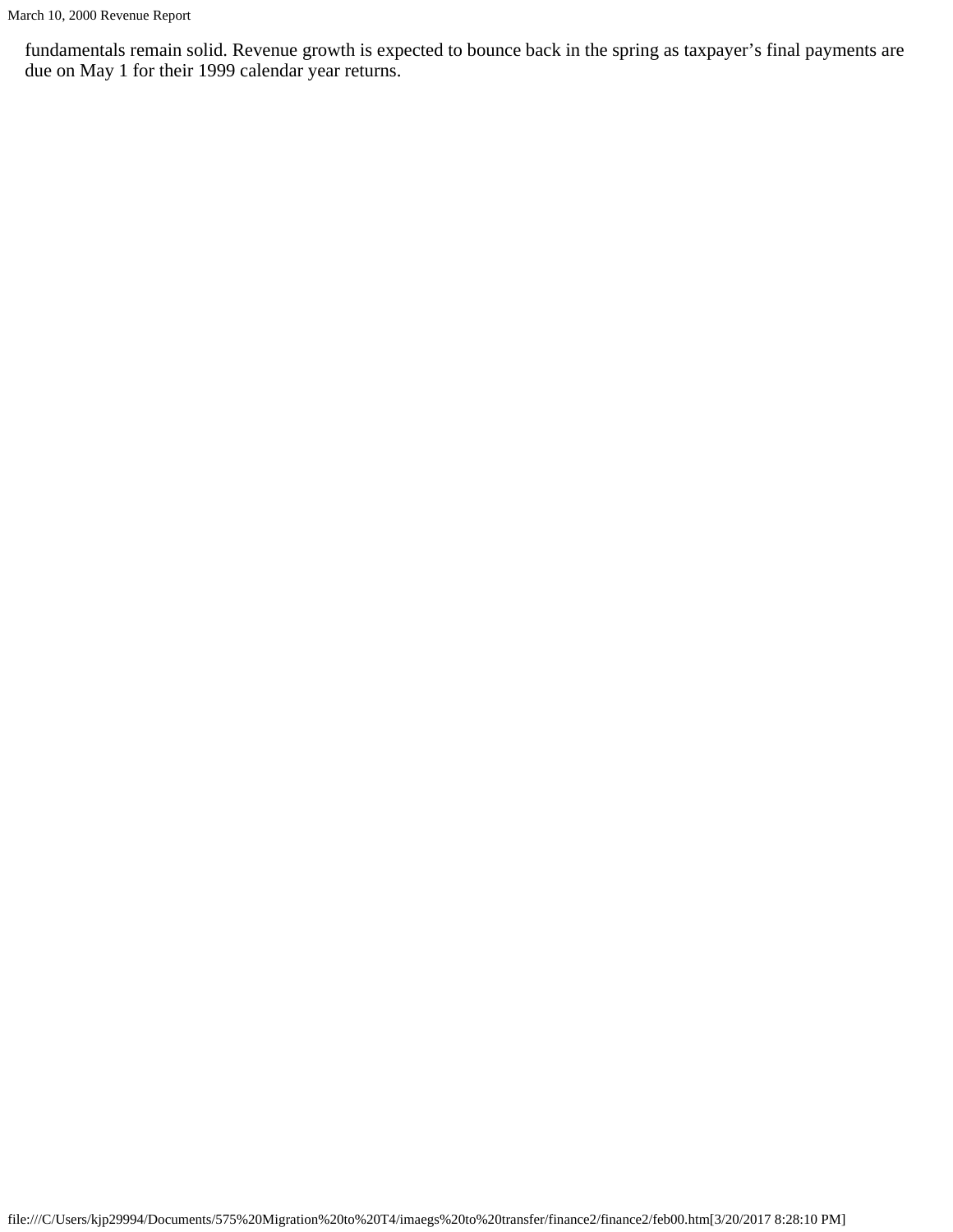fundamentals remain solid. Revenue growth is expected to bounce back in the spring as taxpayer's final payments are due on May 1 for their 1999 calendar year returns.